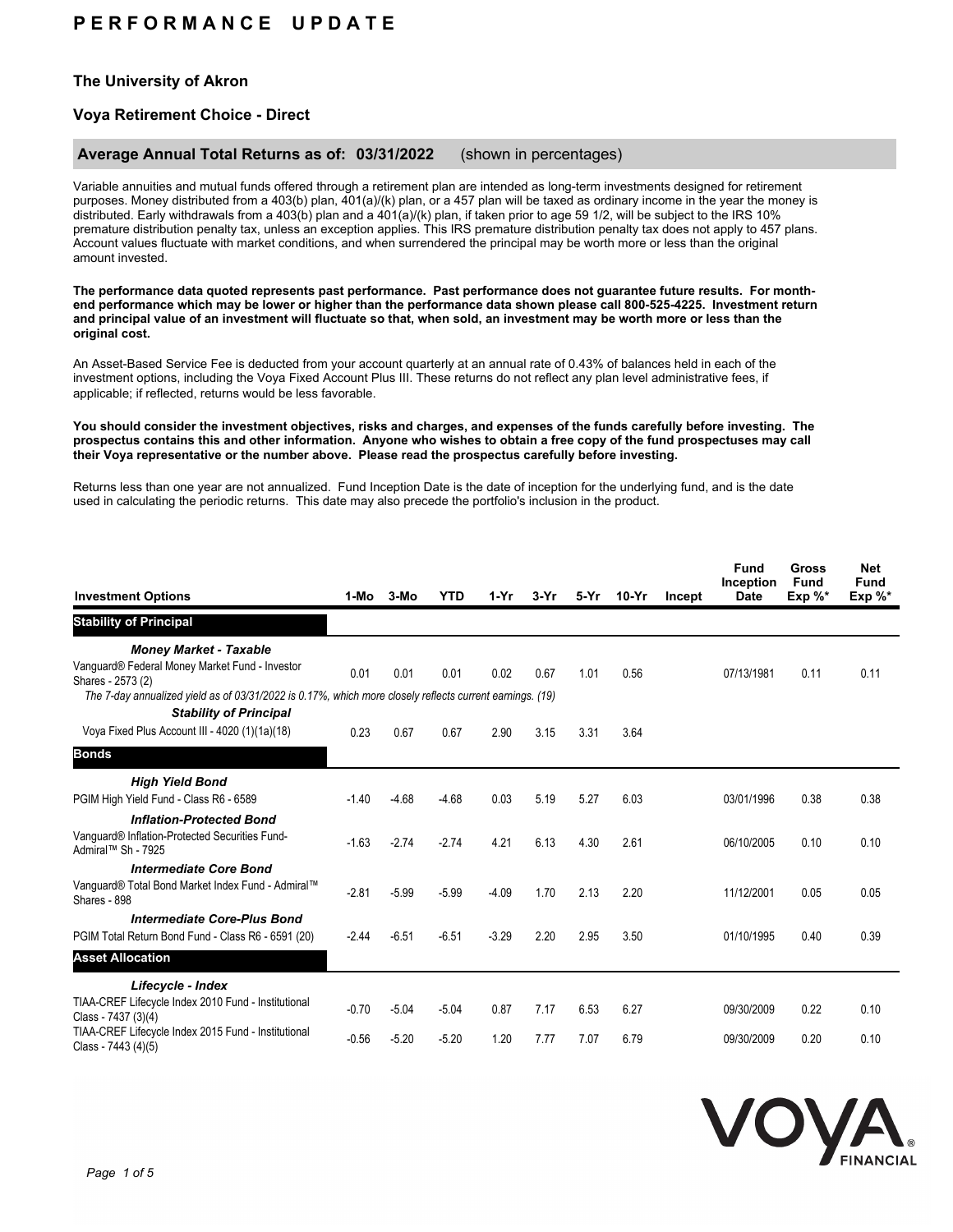# PERFORMANCE UPDATE

## The University of Akron

## Voya Retirement Choice - Direct

### Average Annual Total Returns as of: 03/31/2022 (shown in percentages)

Variable annuities and mutual funds offered through a retirement plan are intended as long-term investments designed for retirement purposes. Money distributed from a 403(b) plan, 401(a)/(k) plan, or a 457 plan will be taxed as ordinary income in the year the money is distributed. Early withdrawals from a 403(b) plan and a 401(a)/(k) plan, if taken prior to age 59 1/2, will be subject to the IRS 10% premature distribution penalty tax, unless an exception applies. This IRS premature distribution penalty tax does not apply to 457 plans. Account values fluctuate with market conditions, and when surrendered the principal may be worth more or less than the original amount invested.

**The performance data quoted represents past performance. Past performance does not guarantee future results. For month-end performance which may be lower or higher than the performance data shown please call 800-525-4225. Investment return and principal value of an investment will fluctuate so that, when sold, an investment may be worth more or less than the original cost.**

An Asset-Based Service Fee is deducted from your account quarterly at an annual rate of 0.43% of balances held in each of the investment options, including the Voya Fixed Account Plus III. These returns do not reflect any plan level administrative fees, if applicable; if reflected, returns would be less favorable.

**You should consider the investment objectives, risks and charges, and expenses of the funds carefully before investing. The prospectus contains this and other information. Anyone who wishes to obtain a free copy of the fund prospectuses may call their Voya representative or the number above. Please read the prospectus carefully before investing.**

Returns less than one year are not annualized. Fund Inception Date is the date of inception for the underlying fund, and is the date used in calculating the periodic returns. This date may also precede the portfolio's inclusion in the product.

| Investment Options | 1-Mo | 3-Mo | YTD | 1-Yr | 3-Yr | 5-Yr | 10-Yr | Incept | Fund Inception Date | Gross Fund Exp %* | Net Fund Exp %* |
|---|---|---|---|---|---|---|---|---|---|---|---|
| **Stability of Principal** | | | | | | | | | | | |
| ***Money Market - Taxable*** | | | | | | | | | | | |
| Vanguard® Federal Money Market Fund - Investor Shares - 2573 (2) | 0.01 | 0.01 | 0.01 | 0.02 | 0.67 | 1.01 | 0.56 | | 07/13/1981 | 0.11 | 0.11 |
| *The 7-day annualized yield as of 03/31/2022 is 0.17%, which more closely reflects current earnings. (19)* | | | | | | | | | | | |
| ***Stability of Principal*** | | | | | | | | | | | |
| Voya Fixed Plus Account III - 4020 (1)(1a)(18) | 0.23 | 0.67 | 0.67 | 2.90 | 3.15 | 3.31 | 3.64 | | | | |
| **Bonds** | | | | | | | | | | | |
| ***High Yield Bond*** | | | | | | | | | | | |
| PGIM High Yield Fund - Class R6 - 6589 | -1.40 | -4.68 | -4.68 | 0.03 | 5.19 | 5.27 | 6.03 | | 03/01/1996 | 0.38 | 0.38 |
| ***Inflation-Protected Bond*** | | | | | | | | | | | |
| Vanguard® Inflation-Protected Securities Fund-Admiral™ Sh - 7925 | -1.63 | -2.74 | -2.74 | 4.21 | 6.13 | 4.30 | 2.61 | | 06/10/2005 | 0.10 | 0.10 |
| ***Intermediate Core Bond*** | | | | | | | | | | | |
| Vanguard® Total Bond Market Index Fund - Admiral™ Shares - 898 | -2.81 | -5.99 | -5.99 | -4.09 | 1.70 | 2.13 | 2.20 | | 11/12/2001 | 0.05 | 0.05 |
| ***Intermediate Core-Plus Bond*** | | | | | | | | | | | |
| PGIM Total Return Bond Fund - Class R6 - 6591 (20) | -2.44 | -6.51 | -6.51 | -3.29 | 2.20 | 2.95 | 3.50 | | 01/10/1995 | 0.40 | 0.39 |
| **Asset Allocation** | | | | | | | | | | | |
| ***Lifecycle - Index*** | | | | | | | | | | | |
| TIAA-CREF Lifecycle Index 2010 Fund - Institutional Class - 7437 (3)(4) | -0.70 | -5.04 | -5.04 | 0.87 | 7.17 | 6.53 | 6.27 | | 09/30/2009 | 0.22 | 0.10 |
| TIAA-CREF Lifecycle Index 2015 Fund - Institutional Class - 7443 (4)(5) | -0.56 | -5.20 | -5.20 | 1.20 | 7.77 | 7.07 | 6.79 | | 09/30/2009 | 0.20 | 0.10 |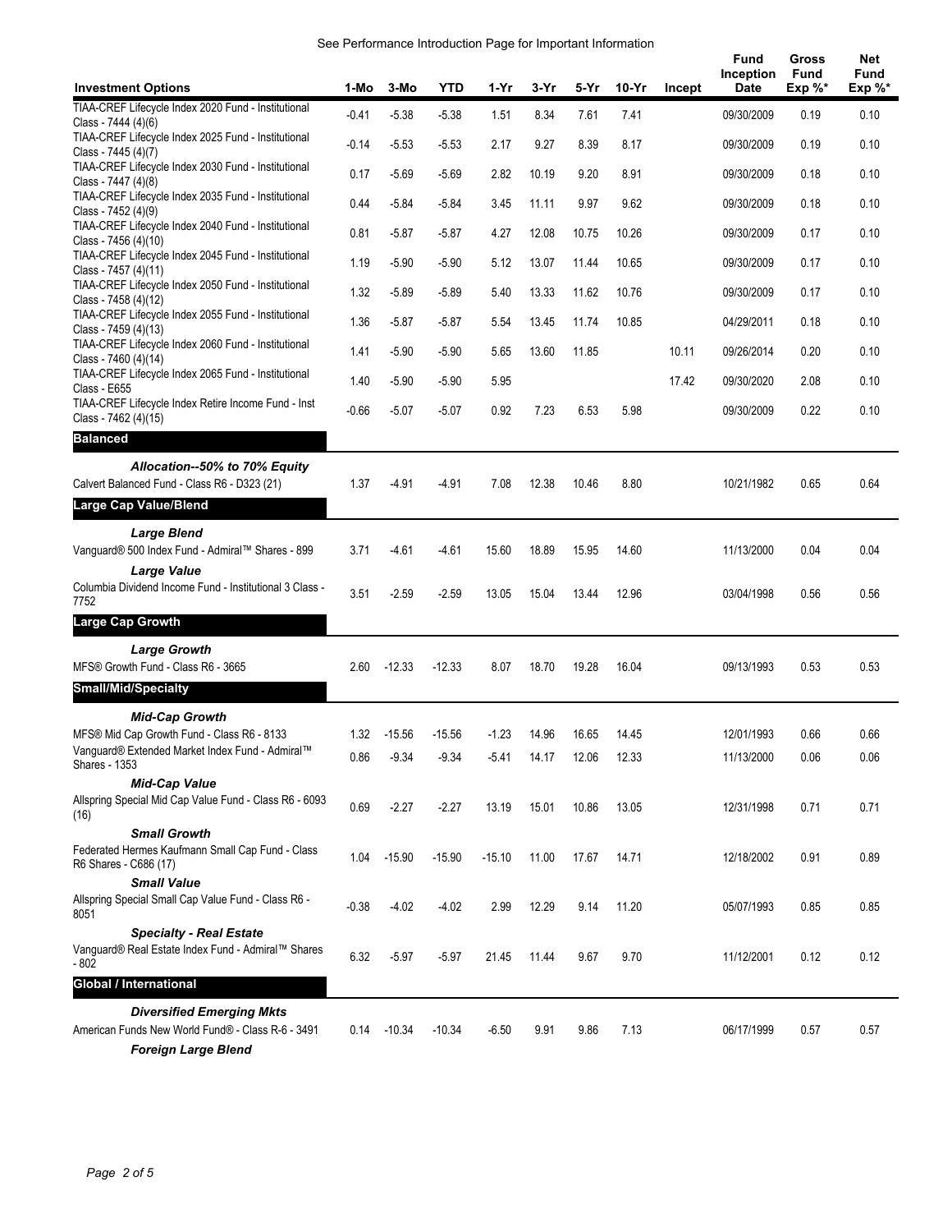See Performance Introduction Page for Important Information

| Investment Options | 1-Mo | 3-Mo | YTD | 1-Yr | 3-Yr | 5-Yr | 10-Yr | Incept | Fund Inception Date | Gross Fund Exp %* | Net Fund Exp %* |
|---|---|---|---|---|---|---|---|---|---|---|---|
| TIAA-CREF Lifecycle Index 2020 Fund - Institutional Class - 7444 (4)(6) | -0.41 | -5.38 | -5.38 | 1.51 | 8.34 | 7.61 | 7.41 | | 09/30/2009 | 0.19 | 0.10 |
| TIAA-CREF Lifecycle Index 2025 Fund - Institutional Class - 7445 (4)(7) | -0.14 | -5.53 | -5.53 | 2.17 | 9.27 | 8.39 | 8.17 | | 09/30/2009 | 0.19 | 0.10 |
| TIAA-CREF Lifecycle Index 2030 Fund - Institutional Class - 7447 (4)(8) | 0.17 | -5.69 | -5.69 | 2.82 | 10.19 | 9.20 | 8.91 | | 09/30/2009 | 0.18 | 0.10 |
| TIAA-CREF Lifecycle Index 2035 Fund - Institutional Class - 7452 (4)(9) | 0.44 | -5.84 | -5.84 | 3.45 | 11.11 | 9.97 | 9.62 | | 09/30/2009 | 0.18 | 0.10 |
| TIAA-CREF Lifecycle Index 2040 Fund - Institutional Class - 7456 (4)(10) | 0.81 | -5.87 | -5.87 | 4.27 | 12.08 | 10.75 | 10.26 | | 09/30/2009 | 0.17 | 0.10 |
| TIAA-CREF Lifecycle Index 2045 Fund - Institutional Class - 7457 (4)(11) | 1.19 | -5.90 | -5.90 | 5.12 | 13.07 | 11.44 | 10.65 | | 09/30/2009 | 0.17 | 0.10 |
| TIAA-CREF Lifecycle Index 2050 Fund - Institutional Class - 7458 (4)(12) | 1.32 | -5.89 | -5.89 | 5.40 | 13.33 | 11.62 | 10.76 | | 09/30/2009 | 0.17 | 0.10 |
| TIAA-CREF Lifecycle Index 2055 Fund - Institutional Class - 7459 (4)(13) | 1.36 | -5.87 | -5.87 | 5.54 | 13.45 | 11.74 | 10.85 | | 04/29/2011 | 0.18 | 0.10 |
| TIAA-CREF Lifecycle Index 2060 Fund - Institutional Class - 7460 (4)(14) | 1.41 | -5.90 | -5.90 | 5.65 | 13.60 | 11.85 | | 10.11 | 09/26/2014 | 0.20 | 0.10 |
| TIAA-CREF Lifecycle Index 2065 Fund - Institutional Class - E655 | 1.40 | -5.90 | -5.90 | 5.95 | | | | 17.42 | 09/30/2020 | 2.08 | 0.10 |
| TIAA-CREF Lifecycle Index Retire Income Fund - Inst Class - 7462 (4)(15) | -0.66 | -5.07 | -5.07 | 0.92 | 7.23 | 6.53 | 5.98 | | 09/30/2009 | 0.22 | 0.10 |
| **Balanced** | | | | | | | | | | | |
| ***Allocation--50% to 70% Equity*** | | | | | | | | | | | |
| Calvert Balanced Fund - Class R6 - D323 (21) | 1.37 | -4.91 | -4.91 | 7.08 | 12.38 | 10.46 | 8.80 | | 10/21/1982 | 0.65 | 0.64 |
| **Large Cap Value/Blend** | | | | | | | | | | | |
| ***Large Blend*** | | | | | | | | | | | |
| Vanguard® 500 Index Fund - Admiral™ Shares - 899 | 3.71 | -4.61 | -4.61 | 15.60 | 18.89 | 15.95 | 14.60 | | 11/13/2000 | 0.04 | 0.04 |
| ***Large Value*** | | | | | | | | | | | |
| Columbia Dividend Income Fund - Institutional 3 Class - 7752 | 3.51 | -2.59 | -2.59 | 13.05 | 15.04 | 13.44 | 12.96 | | 03/04/1998 | 0.56 | 0.56 |
| **Large Cap Growth** | | | | | | | | | | | |
| ***Large Growth*** | | | | | | | | | | | |
| MFS® Growth Fund - Class R6 - 3665 | 2.60 | -12.33 | -12.33 | 8.07 | 18.70 | 19.28 | 16.04 | | 09/13/1993 | 0.53 | 0.53 |
| **Small/Mid/Specialty** | | | | | | | | | | | |
| ***Mid-Cap Growth*** | | | | | | | | | | | |
| MFS® Mid Cap Growth Fund - Class R6 - 8133 | 1.32 | -15.56 | -15.56 | -1.23 | 14.96 | 16.65 | 14.45 | | 12/01/1993 | 0.66 | 0.66 |
| Vanguard® Extended Market Index Fund - Admiral™ Shares - 1353 | 0.86 | -9.34 | -9.34 | -5.41 | 14.17 | 12.06 | 12.33 | | 11/13/2000 | 0.06 | 0.06 |
| ***Mid-Cap Value*** | | | | | | | | | | | |
| Allspring Special Mid Cap Value Fund - Class R6 - 6093 (16) | 0.69 | -2.27 | -2.27 | 13.19 | 15.01 | 10.86 | 13.05 | | 12/31/1998 | 0.71 | 0.71 |
| ***Small Growth*** | | | | | | | | | | | |
| Federated Hermes Kaufmann Small Cap Fund - Class R6 Shares - C686 (17) | 1.04 | -15.90 | -15.90 | -15.10 | 11.00 | 17.67 | 14.71 | | 12/18/2002 | 0.91 | 0.89 |
| ***Small Value*** | | | | | | | | | | | |
| Allspring Special Small Cap Value Fund - Class R6 - 8051 | -0.38 | -4.02 | -4.02 | 2.99 | 12.29 | 9.14 | 11.20 | | 05/07/1993 | 0.85 | 0.85 |
| ***Specialty - Real Estate*** | | | | | | | | | | | |
| Vanguard® Real Estate Index Fund - Admiral™ Shares - 802 | 6.32 | -5.97 | -5.97 | 21.45 | 11.44 | 9.67 | 9.70 | | 11/12/2001 | 0.12 | 0.12 |
| **Global / International** | | | | | | | | | | | |
| ***Diversified Emerging Mkts*** | | | | | | | | | | | |
| American Funds New World Fund® - Class R-6 - 3491 | 0.14 | -10.34 | -10.34 | -6.50 | 9.91 | 9.86 | 7.13 | | 06/17/1999 | 0.57 | 0.57 |
| ***Foreign Large Blend*** | | | | | | | | | | | |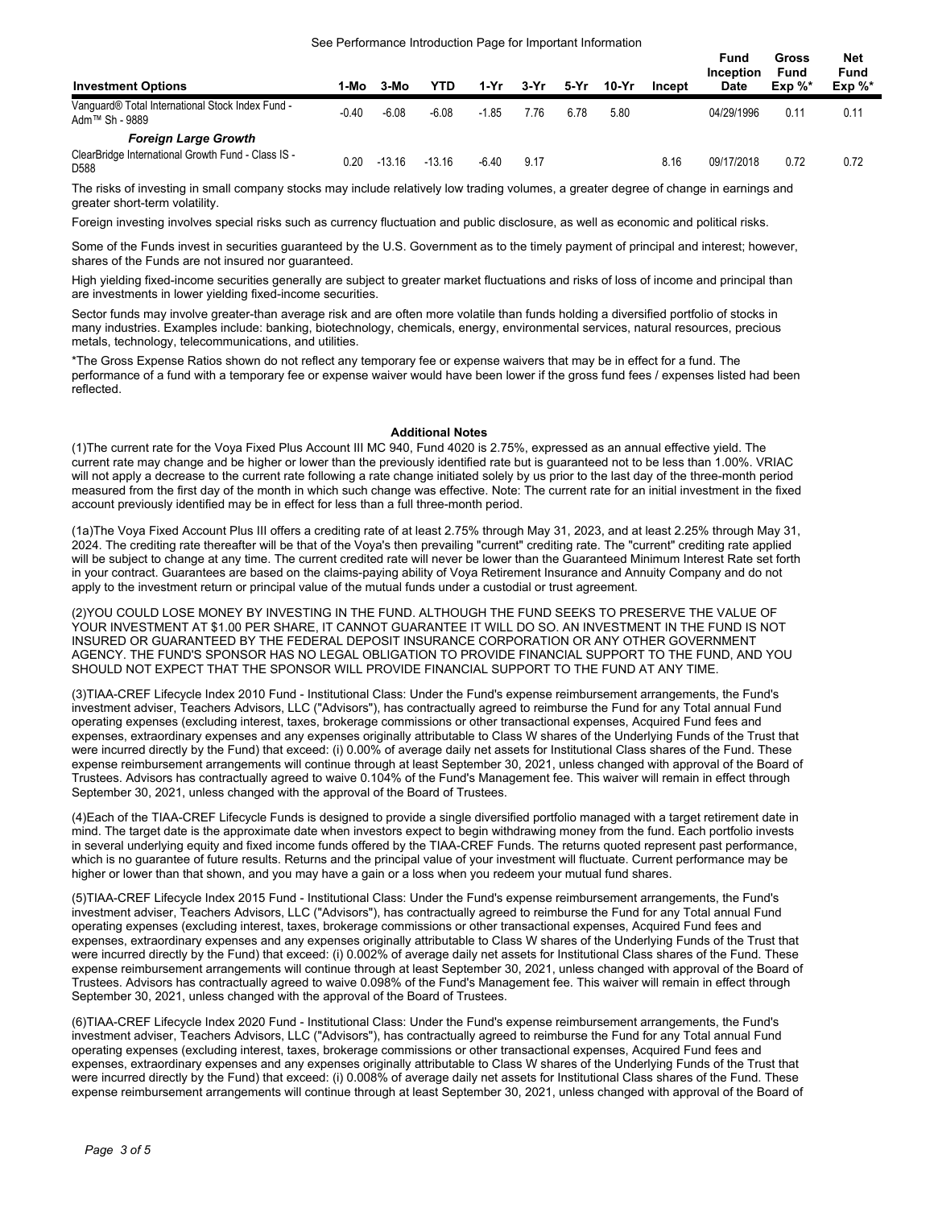See Performance Introduction Page for Important Information

| Investment Options | 1-Mo | 3-Mo | YTD | 1-Yr | 3-Yr | 5-Yr | 10-Yr | Incept | Fund Inception Date | Gross Fund Exp %* | Net Fund Exp %* |
|---|---|---|---|---|---|---|---|---|---|---|---|
| Vanguard® Total International Stock Index Fund - Adm™ Sh - 9889 | -0.40 | -6.08 | -6.08 | -1.85 | 7.76 | 6.78 | 5.80 | | 04/29/1996 | 0.11 | 0.11 |
| ***Foreign Large Growth*** | | | | | | | | | | | |
| ClearBridge International Growth Fund - Class IS - D588 | 0.20 | -13.16 | -13.16 | -6.40 | 9.17 | | | 8.16 | 09/17/2018 | 0.72 | 0.72 |

The risks of investing in small company stocks may include relatively low trading volumes, a greater degree of change in earnings and greater short-term volatility.

Foreign investing involves special risks such as currency fluctuation and public disclosure, as well as economic and political risks.

Some of the Funds invest in securities guaranteed by the U.S. Government as to the timely payment of principal and interest; however, shares of the Funds are not insured nor guaranteed.

High yielding fixed-income securities generally are subject to greater market fluctuations and risks of loss of income and principal than are investments in lower yielding fixed-income securities.

Sector funds may involve greater-than average risk and are often more volatile than funds holding a diversified portfolio of stocks in many industries. Examples include: banking, biotechnology, chemicals, energy, environmental services, natural resources, precious metals, technology, telecommunications, and utilities.

*The Gross Expense Ratios shown do not reflect any temporary fee or expense waivers that may be in effect for a fund. The performance of a fund with a temporary fee or expense waiver would have been lower if the gross fund fees / expenses listed had been reflected.

**Additional Notes**

(1)The current rate for the Voya Fixed Plus Account III MC 940, Fund 4020 is 2.75%, expressed as an annual effective yield. The current rate may change and be higher or lower than the previously identified rate but is guaranteed not to be less than 1.00%. VRIAC will not apply a decrease to the current rate following a rate change initiated solely by us prior to the last day of the three-month period measured from the first day of the month in which such change was effective. Note: The current rate for an initial investment in the fixed account previously identified may be in effect for less than a full three-month period.

(1a)The Voya Fixed Account Plus III offers a crediting rate of at least 2.75% through May 31, 2023, and at least 2.25% through May 31, 2024. The crediting rate thereafter will be that of the Voya's then prevailing "current" crediting rate. The "current" crediting rate applied will be subject to change at any time. The current credited rate will never be lower than the Guaranteed Minimum Interest Rate set forth in your contract. Guarantees are based on the claims-paying ability of Voya Retirement Insurance and Annuity Company and do not apply to the investment return or principal value of the mutual funds under a custodial or trust agreement.

(2)YOU COULD LOSE MONEY BY INVESTING IN THE FUND. ALTHOUGH THE FUND SEEKS TO PRESERVE THE VALUE OF YOUR INVESTMENT AT $1.00 PER SHARE, IT CANNOT GUARANTEE IT WILL DO SO. AN INVESTMENT IN THE FUND IS NOT INSURED OR GUARANTEED BY THE FEDERAL DEPOSIT INSURANCE CORPORATION OR ANY OTHER GOVERNMENT AGENCY. THE FUND'S SPONSOR HAS NO LEGAL OBLIGATION TO PROVIDE FINANCIAL SUPPORT TO THE FUND, AND YOU SHOULD NOT EXPECT THAT THE SPONSOR WILL PROVIDE FINANCIAL SUPPORT TO THE FUND AT ANY TIME.

(3)TIAA-CREF Lifecycle Index 2010 Fund - Institutional Class: Under the Fund's expense reimbursement arrangements, the Fund's investment adviser, Teachers Advisors, LLC ("Advisors"), has contractually agreed to reimburse the Fund for any Total annual Fund operating expenses (excluding interest, taxes, brokerage commissions or other transactional expenses, Acquired Fund fees and expenses, extraordinary expenses and any expenses originally attributable to Class W shares of the Underlying Funds of the Trust that were incurred directly by the Fund) that exceed: (i) 0.00% of average daily net assets for Institutional Class shares of the Fund. These expense reimbursement arrangements will continue through at least September 30, 2021, unless changed with approval of the Board of Trustees. Advisors has contractually agreed to waive 0.104% of the Fund's Management fee. This waiver will remain in effect through September 30, 2021, unless changed with the approval of the Board of Trustees.

(4)Each of the TIAA-CREF Lifecycle Funds is designed to provide a single diversified portfolio managed with a target retirement date in mind. The target date is the approximate date when investors expect to begin withdrawing money from the fund. Each portfolio invests in several underlying equity and fixed income funds offered by the TIAA-CREF Funds. The returns quoted represent past performance, which is no guarantee of future results. Returns and the principal value of your investment will fluctuate. Current performance may be higher or lower than that shown, and you may have a gain or a loss when you redeem your mutual fund shares.

(5)TIAA-CREF Lifecycle Index 2015 Fund - Institutional Class: Under the Fund's expense reimbursement arrangements, the Fund's investment adviser, Teachers Advisors, LLC ("Advisors"), has contractually agreed to reimburse the Fund for any Total annual Fund operating expenses (excluding interest, taxes, brokerage commissions or other transactional expenses, Acquired Fund fees and expenses, extraordinary expenses and any expenses originally attributable to Class W shares of the Underlying Funds of the Trust that were incurred directly by the Fund) that exceed: (i) 0.002% of average daily net assets for Institutional Class shares of the Fund. These expense reimbursement arrangements will continue through at least September 30, 2021, unless changed with approval of the Board of Trustees. Advisors has contractually agreed to waive 0.098% of the Fund's Management fee. This waiver will remain in effect through September 30, 2021, unless changed with the approval of the Board of Trustees.

(6)TIAA-CREF Lifecycle Index 2020 Fund - Institutional Class: Under the Fund's expense reimbursement arrangements, the Fund's investment adviser, Teachers Advisors, LLC ("Advisors"), has contractually agreed to reimburse the Fund for any Total annual Fund operating expenses (excluding interest, taxes, brokerage commissions or other transactional expenses, Acquired Fund fees and expenses, extraordinary expenses and any expenses originally attributable to Class W shares of the Underlying Funds of the Trust that were incurred directly by the Fund) that exceed: (i) 0.008% of average daily net assets for Institutional Class shares of the Fund. These expense reimbursement arrangements will continue through at least September 30, 2021, unless changed with approval of the Board of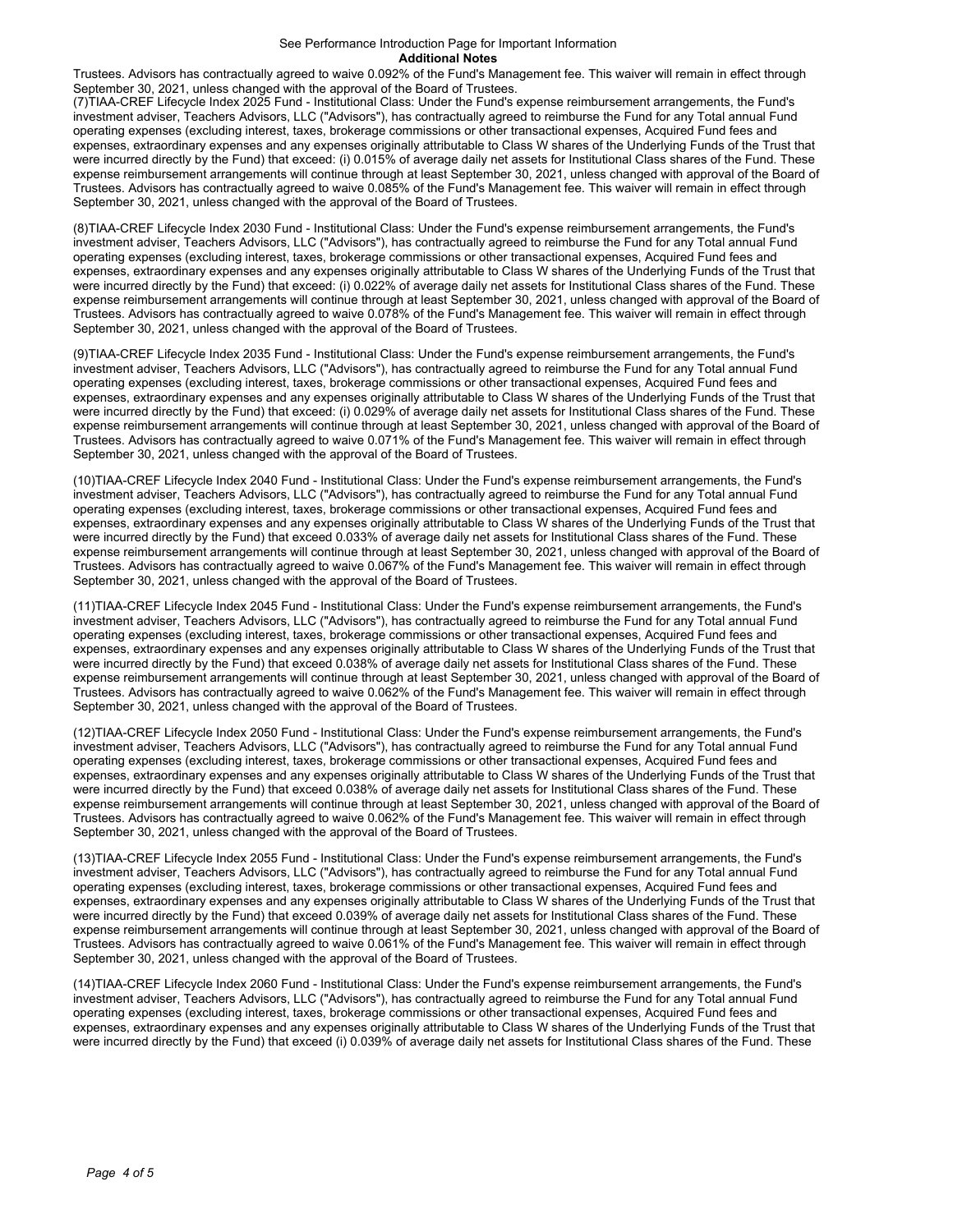## Additional Notes

Trustees. Advisors has contractually agreed to waive 0.092% of the Fund's Management fee. This waiver will remain in effect through September 30, 2021, unless changed with the approval of the Board of Trustees.

(7)TIAA-CREF Lifecycle Index 2025 Fund - Institutional Class: Under the Fund's expense reimbursement arrangements, the Fund's investment adviser, Teachers Advisors, LLC ("Advisors"), has contractually agreed to reimburse the Fund for any Total annual Fund operating expenses (excluding interest, taxes, brokerage commissions or other transactional expenses, Acquired Fund fees and expenses, extraordinary expenses and any expenses originally attributable to Class W shares of the Underlying Funds of the Trust that were incurred directly by the Fund) that exceed: (i) 0.015% of average daily net assets for Institutional Class shares of the Fund. These expense reimbursement arrangements will continue through at least September 30, 2021, unless changed with approval of the Board of Trustees. Advisors has contractually agreed to waive 0.085% of the Fund's Management fee. This waiver will remain in effect through September 30, 2021, unless changed with the approval of the Board of Trustees.

(8)TIAA-CREF Lifecycle Index 2030 Fund - Institutional Class: Under the Fund's expense reimbursement arrangements, the Fund's investment adviser, Teachers Advisors, LLC ("Advisors"), has contractually agreed to reimburse the Fund for any Total annual Fund operating expenses (excluding interest, taxes, brokerage commissions or other transactional expenses, Acquired Fund fees and expenses, extraordinary expenses and any expenses originally attributable to Class W shares of the Underlying Funds of the Trust that were incurred directly by the Fund) that exceed: (i) 0.022% of average daily net assets for Institutional Class shares of the Fund. These expense reimbursement arrangements will continue through at least September 30, 2021, unless changed with approval of the Board of Trustees. Advisors has contractually agreed to waive 0.078% of the Fund's Management fee. This waiver will remain in effect through September 30, 2021, unless changed with the approval of the Board of Trustees.

(9)TIAA-CREF Lifecycle Index 2035 Fund - Institutional Class: Under the Fund's expense reimbursement arrangements, the Fund's investment adviser, Teachers Advisors, LLC ("Advisors"), has contractually agreed to reimburse the Fund for any Total annual Fund operating expenses (excluding interest, taxes, brokerage commissions or other transactional expenses, Acquired Fund fees and expenses, extraordinary expenses and any expenses originally attributable to Class W shares of the Underlying Funds of the Trust that were incurred directly by the Fund) that exceed: (i) 0.029% of average daily net assets for Institutional Class shares of the Fund. These expense reimbursement arrangements will continue through at least September 30, 2021, unless changed with approval of the Board of Trustees. Advisors has contractually agreed to waive 0.071% of the Fund's Management fee. This waiver will remain in effect through September 30, 2021, unless changed with the approval of the Board of Trustees.

(10)TIAA-CREF Lifecycle Index 2040 Fund - Institutional Class: Under the Fund's expense reimbursement arrangements, the Fund's investment adviser, Teachers Advisors, LLC ("Advisors"), has contractually agreed to reimburse the Fund for any Total annual Fund operating expenses (excluding interest, taxes, brokerage commissions or other transactional expenses, Acquired Fund fees and expenses, extraordinary expenses and any expenses originally attributable to Class W shares of the Underlying Funds of the Trust that were incurred directly by the Fund) that exceed 0.033% of average daily net assets for Institutional Class shares of the Fund. These expense reimbursement arrangements will continue through at least September 30, 2021, unless changed with approval of the Board of Trustees. Advisors has contractually agreed to waive 0.067% of the Fund's Management fee. This waiver will remain in effect through September 30, 2021, unless changed with the approval of the Board of Trustees.

(11)TIAA-CREF Lifecycle Index 2045 Fund - Institutional Class: Under the Fund's expense reimbursement arrangements, the Fund's investment adviser, Teachers Advisors, LLC ("Advisors"), has contractually agreed to reimburse the Fund for any Total annual Fund operating expenses (excluding interest, taxes, brokerage commissions or other transactional expenses, Acquired Fund fees and expenses, extraordinary expenses and any expenses originally attributable to Class W shares of the Underlying Funds of the Trust that were incurred directly by the Fund) that exceed 0.038% of average daily net assets for Institutional Class shares of the Fund. These expense reimbursement arrangements will continue through at least September 30, 2021, unless changed with approval of the Board of Trustees. Advisors has contractually agreed to waive 0.062% of the Fund's Management fee. This waiver will remain in effect through September 30, 2021, unless changed with the approval of the Board of Trustees.

(12)TIAA-CREF Lifecycle Index 2050 Fund - Institutional Class: Under the Fund's expense reimbursement arrangements, the Fund's investment adviser, Teachers Advisors, LLC ("Advisors"), has contractually agreed to reimburse the Fund for any Total annual Fund operating expenses (excluding interest, taxes, brokerage commissions or other transactional expenses, Acquired Fund fees and expenses, extraordinary expenses and any expenses originally attributable to Class W shares of the Underlying Funds of the Trust that were incurred directly by the Fund) that exceed 0.038% of average daily net assets for Institutional Class shares of the Fund. These expense reimbursement arrangements will continue through at least September 30, 2021, unless changed with approval of the Board of Trustees. Advisors has contractually agreed to waive 0.062% of the Fund's Management fee. This waiver will remain in effect through September 30, 2021, unless changed with the approval of the Board of Trustees.

(13)TIAA-CREF Lifecycle Index 2055 Fund - Institutional Class: Under the Fund's expense reimbursement arrangements, the Fund's investment adviser, Teachers Advisors, LLC ("Advisors"), has contractually agreed to reimburse the Fund for any Total annual Fund operating expenses (excluding interest, taxes, brokerage commissions or other transactional expenses, Acquired Fund fees and expenses, extraordinary expenses and any expenses originally attributable to Class W shares of the Underlying Funds of the Trust that were incurred directly by the Fund) that exceed 0.039% of average daily net assets for Institutional Class shares of the Fund. These expense reimbursement arrangements will continue through at least September 30, 2021, unless changed with approval of the Board of Trustees. Advisors has contractually agreed to waive 0.061% of the Fund's Management fee. This waiver will remain in effect through September 30, 2021, unless changed with the approval of the Board of Trustees.

(14)TIAA-CREF Lifecycle Index 2060 Fund - Institutional Class: Under the Fund's expense reimbursement arrangements, the Fund's investment adviser, Teachers Advisors, LLC ("Advisors"), has contractually agreed to reimburse the Fund for any Total annual Fund operating expenses (excluding interest, taxes, brokerage commissions or other transactional expenses, Acquired Fund fees and expenses, extraordinary expenses and any expenses originally attributable to Class W shares of the Underlying Funds of the Trust that were incurred directly by the Fund) that exceed (i) 0.039% of average daily net assets for Institutional Class shares of the Fund. These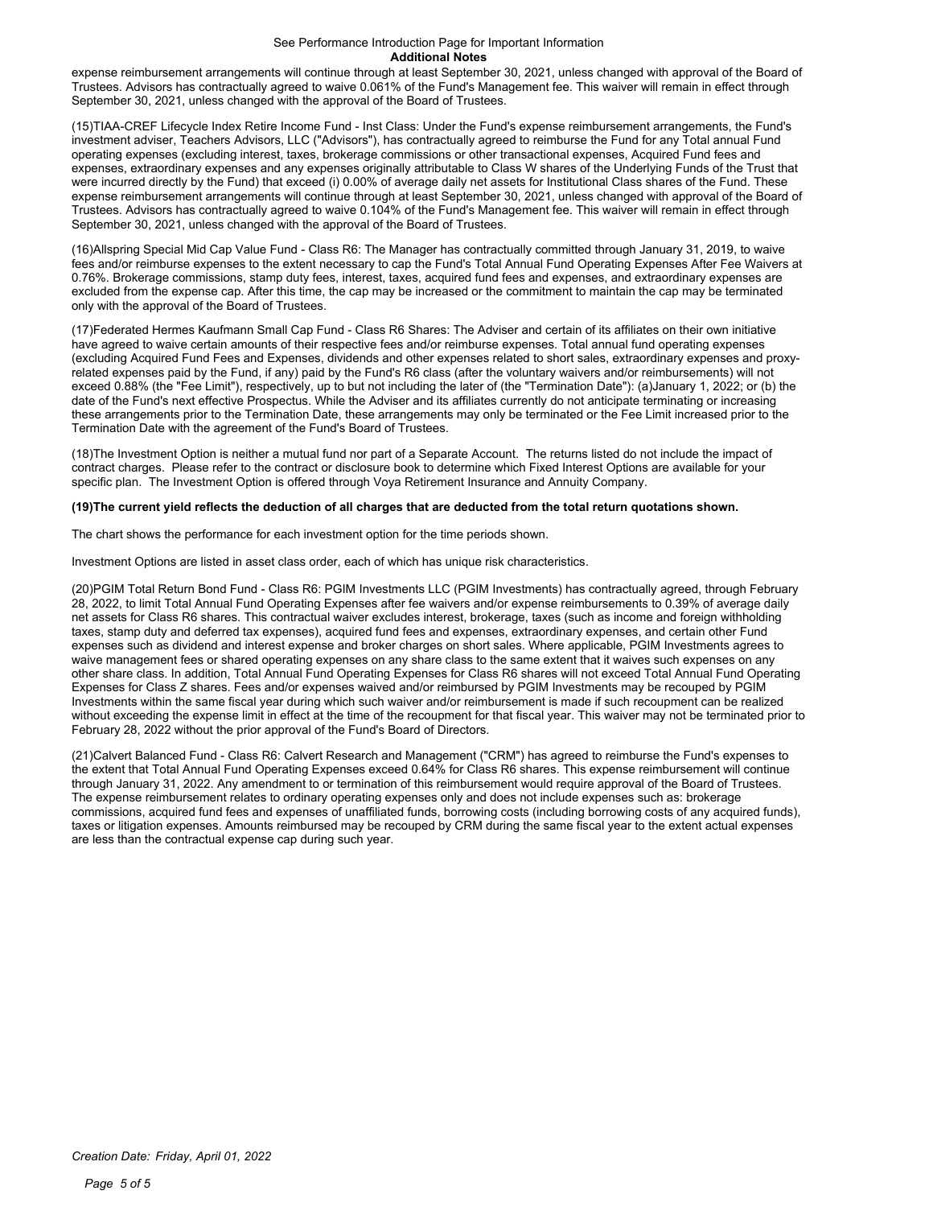## Additional Notes

expense reimbursement arrangements will continue through at least September 30, 2021, unless changed with approval of the Board of Trustees. Advisors has contractually agreed to waive 0.061% of the Fund's Management fee. This waiver will remain in effect through September 30, 2021, unless changed with the approval of the Board of Trustees.

(15)TIAA-CREF Lifecycle Index Retire Income Fund - Inst Class: Under the Fund's expense reimbursement arrangements, the Fund's investment adviser, Teachers Advisors, LLC ("Advisors"), has contractually agreed to reimburse the Fund for any Total annual Fund operating expenses (excluding interest, taxes, brokerage commissions or other transactional expenses, Acquired Fund fees and expenses, extraordinary expenses and any expenses originally attributable to Class W shares of the Underlying Funds of the Trust that were incurred directly by the Fund) that exceed (i) 0.00% of average daily net assets for Institutional Class shares of the Fund. These expense reimbursement arrangements will continue through at least September 30, 2021, unless changed with approval of the Board of Trustees. Advisors has contractually agreed to waive 0.104% of the Fund's Management fee. This waiver will remain in effect through September 30, 2021, unless changed with the approval of the Board of Trustees.

(16)Allspring Special Mid Cap Value Fund - Class R6: The Manager has contractually committed through January 31, 2019, to waive fees and/or reimburse expenses to the extent necessary to cap the Fund's Total Annual Fund Operating Expenses After Fee Waivers at 0.76%. Brokerage commissions, stamp duty fees, interest, taxes, acquired fund fees and expenses, and extraordinary expenses are excluded from the expense cap. After this time, the cap may be increased or the commitment to maintain the cap may be terminated only with the approval of the Board of Trustees.

(17)Federated Hermes Kaufmann Small Cap Fund - Class R6 Shares: The Adviser and certain of its affiliates on their own initiative have agreed to waive certain amounts of their respective fees and/or reimburse expenses. Total annual fund operating expenses (excluding Acquired Fund Fees and Expenses, dividends and other expenses related to short sales, extraordinary expenses and proxy-related expenses paid by the Fund, if any) paid by the Fund's R6 class (after the voluntary waivers and/or reimbursements) will not exceed 0.88% (the "Fee Limit"), respectively, up to but not including the later of (the "Termination Date"): (a)January 1, 2022; or (b) the date of the Fund's next effective Prospectus. While the Adviser and its affiliates currently do not anticipate terminating or increasing these arrangements prior to the Termination Date, these arrangements may only be terminated or the Fee Limit increased prior to the Termination Date with the agreement of the Fund's Board of Trustees.

(18)The Investment Option is neither a mutual fund nor part of a Separate Account. The returns listed do not include the impact of contract charges. Please refer to the contract or disclosure book to determine which Fixed Interest Options are available for your specific plan. The Investment Option is offered through Voya Retirement Insurance and Annuity Company.

**(19)The current yield reflects the deduction of all charges that are deducted from the total return quotations shown.**

The chart shows the performance for each investment option for the time periods shown.

Investment Options are listed in asset class order, each of which has unique risk characteristics.

(20)PGIM Total Return Bond Fund - Class R6: PGIM Investments LLC (PGIM Investments) has contractually agreed, through February 28, 2022, to limit Total Annual Fund Operating Expenses after fee waivers and/or expense reimbursements to 0.39% of average daily net assets for Class R6 shares. This contractual waiver excludes interest, brokerage, taxes (such as income and foreign withholding taxes, stamp duty and deferred tax expenses), acquired fund fees and expenses, extraordinary expenses, and certain other Fund expenses such as dividend and interest expense and broker charges on short sales. Where applicable, PGIM Investments agrees to waive management fees or shared operating expenses on any share class to the same extent that it waives such expenses on any other share class. In addition, Total Annual Fund Operating Expenses for Class R6 shares will not exceed Total Annual Fund Operating Expenses for Class Z shares. Fees and/or expenses waived and/or reimbursed by PGIM Investments may be recouped by PGIM Investments within the same fiscal year during which such waiver and/or reimbursement is made if such recoupment can be realized without exceeding the expense limit in effect at the time of the recoupment for that fiscal year. This waiver may not be terminated prior to February 28, 2022 without the prior approval of the Fund's Board of Directors.

(21)Calvert Balanced Fund - Class R6: Calvert Research and Management ("CRM") has agreed to reimburse the Fund's expenses to the extent that Total Annual Fund Operating Expenses exceed 0.64% for Class R6 shares. This expense reimbursement will continue through January 31, 2022. Any amendment to or termination of this reimbursement would require approval of the Board of Trustees. The expense reimbursement relates to ordinary operating expenses only and does not include expenses such as: brokerage commissions, acquired fund fees and expenses of unaffiliated funds, borrowing costs (including borrowing costs of any acquired funds), taxes or litigation expenses. Amounts reimbursed may be recouped by CRM during the same fiscal year to the extent actual expenses are less than the contractual expense cap during such year.